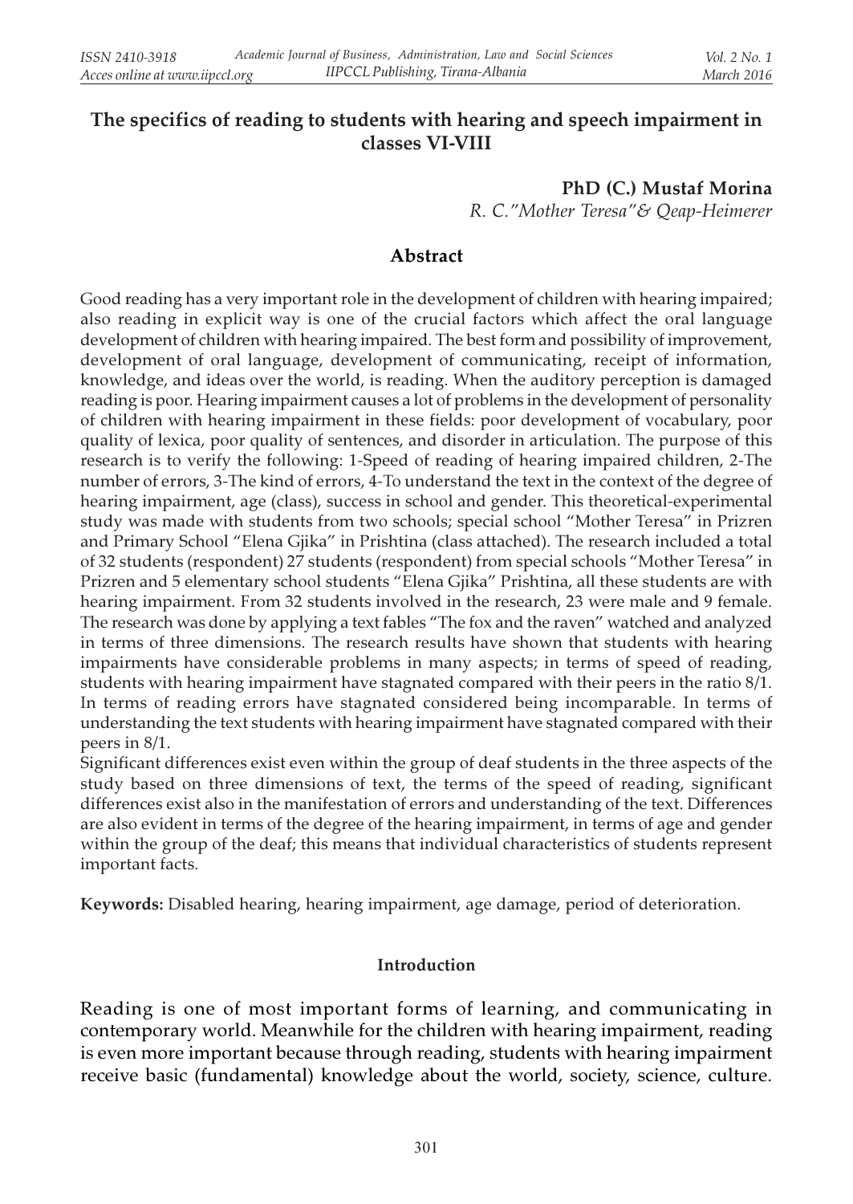# The specifics of reading to students with hearing and speech impairment in classes VI-VIII

**PhD (C.) Mustaf Morina**
*R. C."Mother Teresa"& Qeap-Heimerer*

## Abstract

Good reading has a very important role in the development of children with hearing impaired; also reading in explicit way is one of the crucial factors which affect the oral language development of children with hearing impaired. The best form and possibility of improvement, development of oral language, development of communicating, receipt of information, knowledge, and ideas over the world, is reading. When the auditory perception is damaged reading is poor. Hearing impairment causes a lot of problems in the development of personality of children with hearing impairment in these fields: poor development of vocabulary, poor quality of lexica, poor quality of sentences, and disorder in articulation. The purpose of this research is to verify the following: 1-Speed of reading of hearing impaired children, 2-The number of errors, 3-The kind of errors, 4-To understand the text in the context of the degree of hearing impairment, age (class), success in school and gender. This theoretical-experimental study was made with students from two schools; special school "Mother Teresa" in Prizren and Primary School "Elena Gjika" in Prishtina (class attached). The research included a total of 32 students (respondent) 27 students (respondent) from special schools "Mother Teresa" in Prizren and 5 elementary school students "Elena Gjika" Prishtina, all these students are with hearing impairment. From 32 students involved in the research, 23 were male and 9 female. The research was done by applying a text fables "The fox and the raven" watched and analyzed in terms of three dimensions. The research results have shown that students with hearing impairments have considerable problems in many aspects; in terms of speed of reading, students with hearing impairment have stagnated compared with their peers in the ratio 8/1. In terms of reading errors have stagnated considered being incomparable. In terms of understanding the text students with hearing impairment have stagnated compared with their peers in 8/1.

Significant differences exist even within the group of deaf students in the three aspects of the study based on three dimensions of text, the terms of the speed of reading, significant differences exist also in the manifestation of errors and understanding of the text. Differences are also evident in terms of the degree of the hearing impairment, in terms of age and gender within the group of the deaf; this means that individual characteristics of students represent important facts.

**Keywords:** Disabled hearing, hearing impairment, age damage, period of deterioration.

## Introduction

Reading is one of most important forms of learning, and communicating in contemporary world. Meanwhile for the children with hearing impairment, reading is even more important because through reading, students with hearing impairment receive basic (fundamental) knowledge about the world, society, science, culture.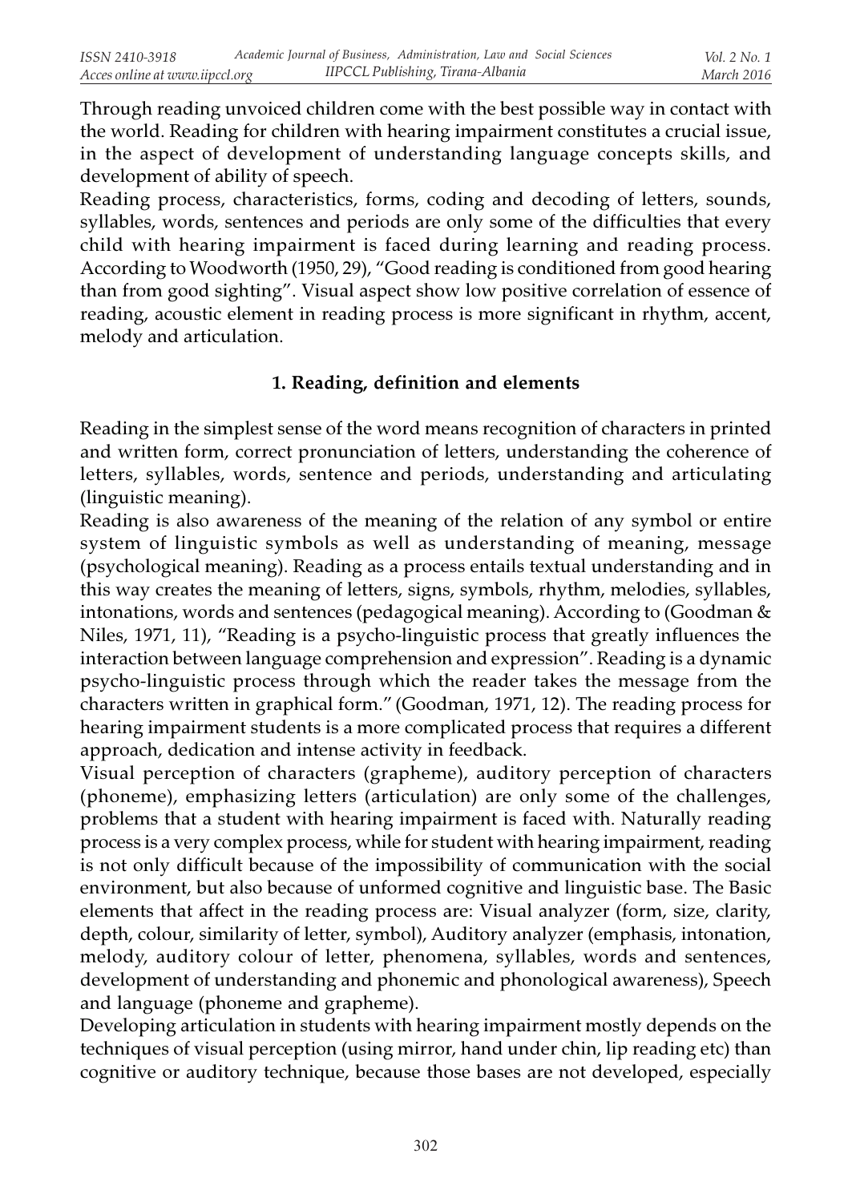Through reading unvoiced children come with the best possible way in contact with the world. Reading for children with hearing impairment constitutes a crucial issue, in the aspect of development of understanding language concepts skills, and development of ability of speech.

Reading process, characteristics, forms, coding and decoding of letters, sounds, syllables, words, sentences and periods are only some of the difficulties that every child with hearing impairment is faced during learning and reading process. According to Woodworth (1950, 29), "Good reading is conditioned from good hearing than from good sighting". Visual aspect show low positive correlation of essence of reading, acoustic element in reading process is more significant in rhythm, accent, melody and articulation.

## 1. Reading, definition and elements

Reading in the simplest sense of the word means recognition of characters in printed and written form, correct pronunciation of letters, understanding the coherence of letters, syllables, words, sentence and periods, understanding and articulating (linguistic meaning).

Reading is also awareness of the meaning of the relation of any symbol or entire system of linguistic symbols as well as understanding of meaning, message (psychological meaning). Reading as a process entails textual understanding and in this way creates the meaning of letters, signs, symbols, rhythm, melodies, syllables, intonations, words and sentences (pedagogical meaning). According to (Goodman & Niles, 1971, 11), "Reading is a psycho-linguistic process that greatly influences the interaction between language comprehension and expression". Reading is a dynamic psycho-linguistic process through which the reader takes the message from the characters written in graphical form." (Goodman, 1971, 12). The reading process for hearing impairment students is a more complicated process that requires a different approach, dedication and intense activity in feedback.

Visual perception of characters (grapheme), auditory perception of characters (phoneme), emphasizing letters (articulation) are only some of the challenges, problems that a student with hearing impairment is faced with. Naturally reading process is a very complex process, while for student with hearing impairment, reading is not only difficult because of the impossibility of communication with the social environment, but also because of unformed cognitive and linguistic base. The Basic elements that affect in the reading process are: Visual analyzer (form, size, clarity, depth, colour, similarity of letter, symbol), Auditory analyzer (emphasis, intonation, melody, auditory colour of letter, phenomena, syllables, words and sentences, development of understanding and phonemic and phonological awareness), Speech and language (phoneme and grapheme).

Developing articulation in students with hearing impairment mostly depends on the techniques of visual perception (using mirror, hand under chin, lip reading etc) than cognitive or auditory technique, because those bases are not developed, especially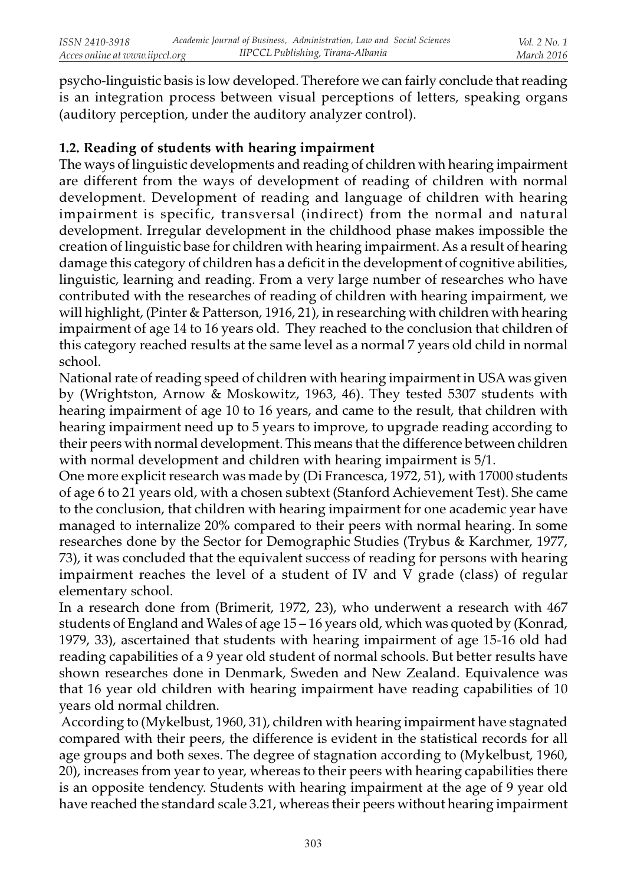psycho-linguistic basis is low developed. Therefore we can fairly conclude that reading is an integration process between visual perceptions of letters, speaking organs (auditory perception, under the auditory analyzer control).

### 1.2. Reading of students with hearing impairment

The ways of linguistic developments and reading of children with hearing impairment are different from the ways of development of reading of children with normal development. Development of reading and language of children with hearing impairment is specific, transversal (indirect) from the normal and natural development. Irregular development in the childhood phase makes impossible the creation of linguistic base for children with hearing impairment. As a result of hearing damage this category of children has a deficit in the development of cognitive abilities, linguistic, learning and reading. From a very large number of researches who have contributed with the researches of reading of children with hearing impairment, we will highlight, (Pinter & Patterson, 1916, 21), in researching with children with hearing impairment of age 14 to 16 years old. They reached to the conclusion that children of this category reached results at the same level as a normal 7 years old child in normal school.

National rate of reading speed of children with hearing impairment in USA was given by (Wrightston, Arnow & Moskowitz, 1963, 46). They tested 5307 students with hearing impairment of age 10 to 16 years, and came to the result, that children with hearing impairment need up to 5 years to improve, to upgrade reading according to their peers with normal development. This means that the difference between children with normal development and children with hearing impairment is 5/1.

One more explicit research was made by (Di Francesca, 1972, 51), with 17000 students of age 6 to 21 years old, with a chosen subtext (Stanford Achievement Test). She came to the conclusion, that children with hearing impairment for one academic year have managed to internalize 20% compared to their peers with normal hearing. In some researches done by the Sector for Demographic Studies (Trybus & Karchmer, 1977, 73), it was concluded that the equivalent success of reading for persons with hearing impairment reaches the level of a student of IV and V grade (class) of regular elementary school.

In a research done from (Brimerit, 1972, 23), who underwent a research with 467 students of England and Wales of age 15 – 16 years old, which was quoted by (Konrad, 1979, 33), ascertained that students with hearing impairment of age 15-16 old had reading capabilities of a 9 year old student of normal schools. But better results have shown researches done in Denmark, Sweden and New Zealand. Equivalence was that 16 year old children with hearing impairment have reading capabilities of 10 years old normal children.

According to (Mykelbust, 1960, 31), children with hearing impairment have stagnated compared with their peers, the difference is evident in the statistical records for all age groups and both sexes. The degree of stagnation according to (Mykelbust, 1960, 20), increases from year to year, whereas to their peers with hearing capabilities there is an opposite tendency. Students with hearing impairment at the age of 9 year old have reached the standard scale 3.21, whereas their peers without hearing impairment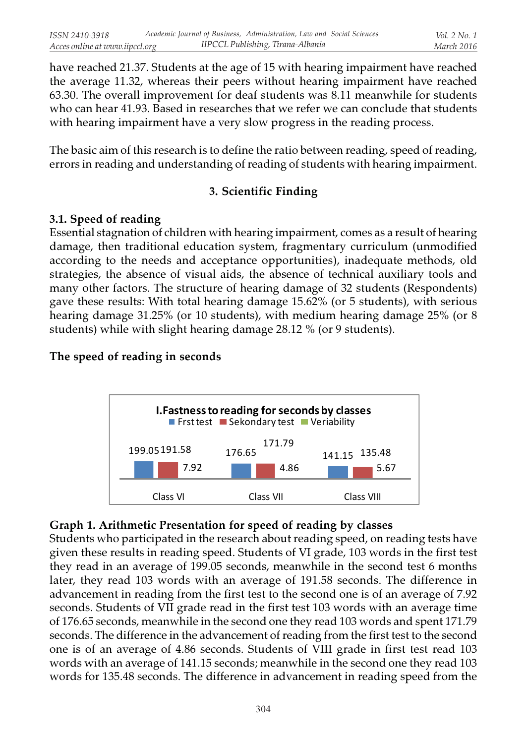have reached 21.37. Students at the age of 15 with hearing impairment have reached the average 11.32, whereas their peers without hearing impairment have reached 63.30. The overall improvement for deaf students was 8.11 meanwhile for students who can hear 41.93. Based in researches that we refer we can conclude that students with hearing impairment have a very slow progress in the reading process.

The basic aim of this research is to define the ratio between reading, speed of reading, errors in reading and understanding of reading of students with hearing impairment.

## 3. Scientific Finding

### 3.1. Speed of reading

Essential stagnation of children with hearing impairment, comes as a result of hearing damage, then traditional education system, fragmentary curriculum (unmodified according to the needs and acceptance opportunities), inadequate methods, old strategies, the absence of visual aids, the absence of technical auxiliary tools and many other factors. The structure of hearing damage of 32 students (Respondents) gave these results: With total hearing damage 15.62% (or 5 students), with serious hearing damage 31.25% (or 10 students), with medium hearing damage 25% (or 8 students) while with slight hearing damage 28.12 % (or 9 students).

**The speed of reading in seconds**

**I.Fastness to reading for seconds by classes**

| | Frst test | Sekondary test | Veriability |
|---|---|---|---|
| Class VI | 199.05 | 191.58 | 7.92 |
| Class VII | 176.65 | 171.79 | 4.86 |
| Class VIII | 141.15 | 135.48 | 5.67 |

**Graph 1. Arithmetic Presentation for speed of reading by classes**

Students who participated in the research about reading speed, on reading tests have given these results in reading speed. Students of VI grade, 103 words in the first test they read in an average of 199.05 seconds, meanwhile in the second test 6 months later, they read 103 words with an average of 191.58 seconds. The difference in advancement in reading from the first test to the second one is of an average of 7.92 seconds. Students of VII grade read in the first test 103 words with an average time of 176.65 seconds, meanwhile in the second one they read 103 words and spent 171.79 seconds. The difference in the advancement of reading from the first test to the second one is of an average of 4.86 seconds. Students of VIII grade in first test read 103 words with an average of 141.15 seconds; meanwhile in the second one they read 103 words for 135.48 seconds. The difference in advancement in reading speed from the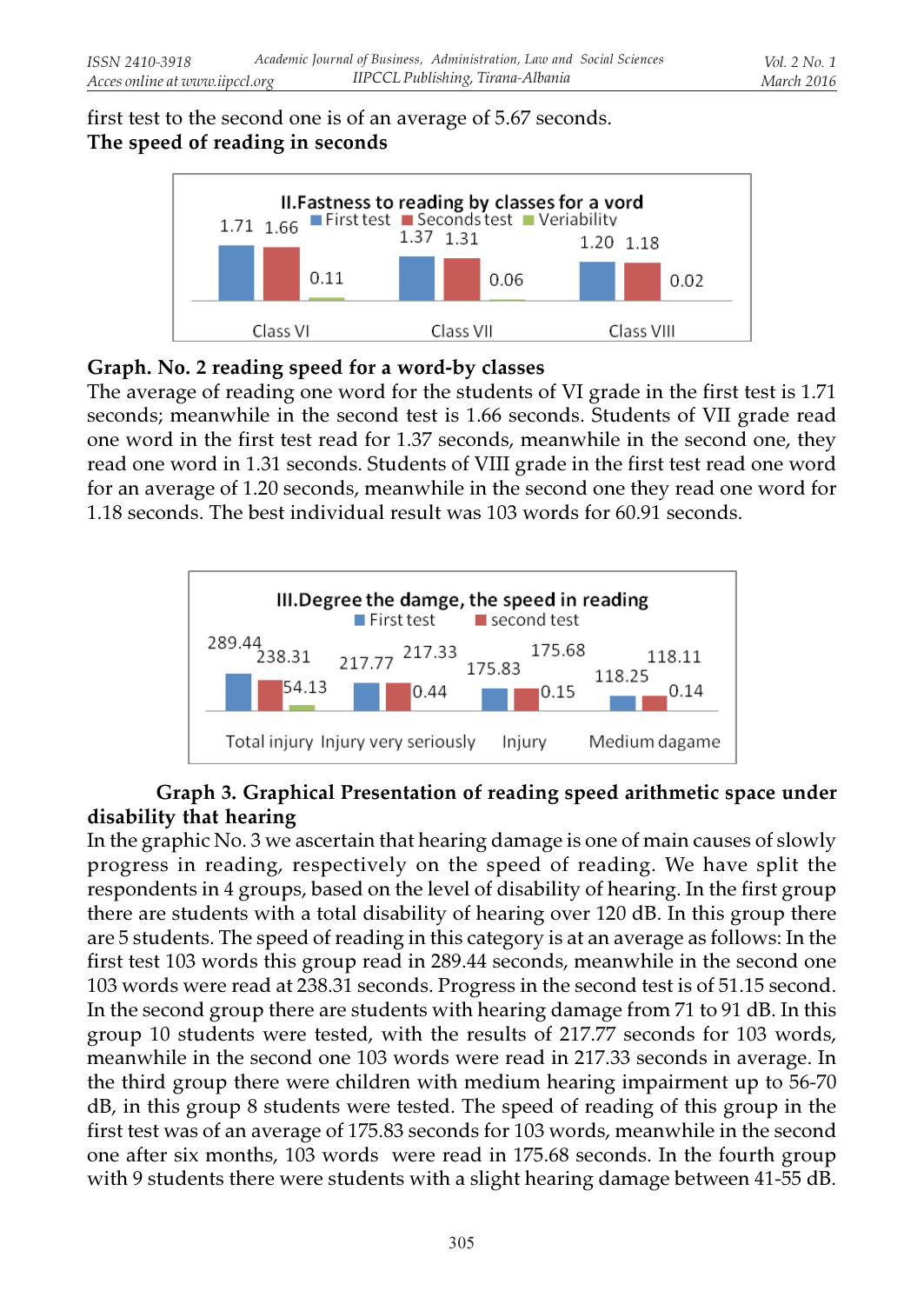first test to the second one is of an average of 5.67 seconds.

**The speed of reading in seconds**

**II.Fastness to reading by classes for a vord**

| | First test | Seconds test | Veriability |
|---|---|---|---|
| Class VI | 1.71 | 1.66 | 0.11 |
| Class VII | 1.37 | 1.31 | 0.06 |
| Class VIII | 1.20 | 1.18 | 0.02 |

**Graph. No. 2 reading speed for a word-by classes**

The average of reading one word for the students of VI grade in the first test is 1.71 seconds; meanwhile in the second test is 1.66 seconds. Students of VII grade read one word in the first test read for 1.37 seconds, meanwhile in the second one, they read one word in 1.31 seconds. Students of VIII grade in the first test read one word for an average of 1.20 seconds, meanwhile in the second one they read one word for 1.18 seconds. The best individual result was 103 words for 60.91 seconds.

**III.Degree the damge, the speed in reading**

| | First test | second test | |
|---|---|---|---|
| Total injury | 289.44 | 238.31 | 54.13 |
| Injury very seriously | 217.77 | 217.33 | 0.44 |
| Injury | 175.83 | 175.68 | 0.15 |
| Medium dagame | 118.25 | 118.11 | 0.14 |

**Graph 3. Graphical Presentation of reading speed arithmetic space under disability that hearing**

In the graphic No. 3 we ascertain that hearing damage is one of main causes of slowly progress in reading, respectively on the speed of reading. We have split the respondents in 4 groups, based on the level of disability of hearing. In the first group there are students with a total disability of hearing over 120 dB. In this group there are 5 students. The speed of reading in this category is at an average as follows: In the first test 103 words this group read in 289.44 seconds, meanwhile in the second one 103 words were read at 238.31 seconds. Progress in the second test is of 51.15 second. In the second group there are students with hearing damage from 71 to 91 dB. In this group 10 students were tested, with the results of 217.77 seconds for 103 words, meanwhile in the second one 103 words were read in 217.33 seconds in average. In the third group there were children with medium hearing impairment up to 56-70 dB, in this group 8 students were tested. The speed of reading of this group in the first test was of an average of 175.83 seconds for 103 words, meanwhile in the second one after six months, 103 words were read in 175.68 seconds. In the fourth group with 9 students there were students with a slight hearing damage between 41-55 dB.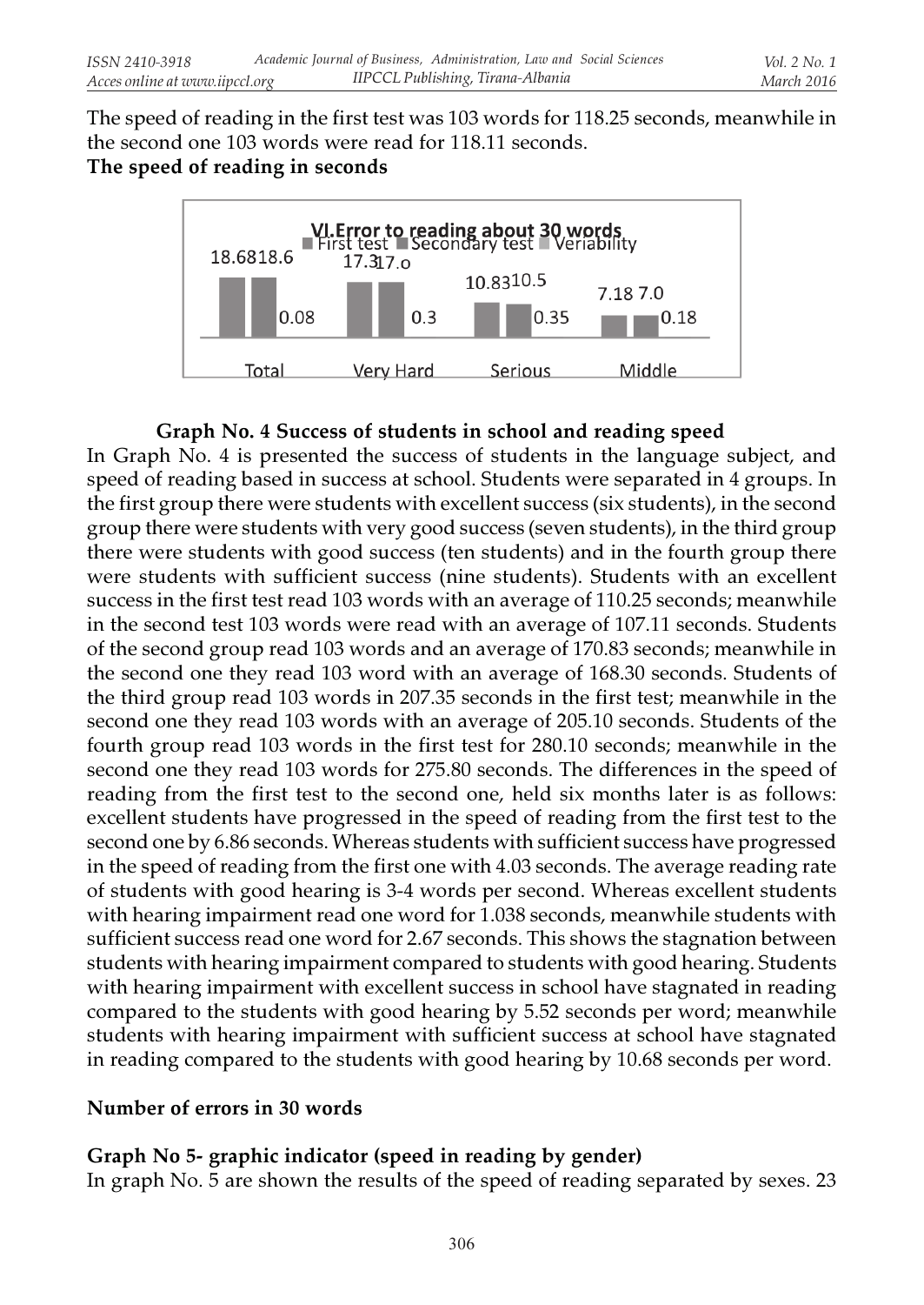The speed of reading in the first test was 103 words for 118.25 seconds, meanwhile in the second one 103 words were read for 118.11 seconds.

**The speed of reading in seconds**

VI.Error to reading about 30 words

| | First test | Secondary test | Veriability |
|---|---|---|---|
| Total | 18.68 | 18.6 | 0.08 |
| Very Hard | 17.3 | 17.o | 0.3 |
| Serious | 10.83 | 10.5 | 0.35 |
| Middle | 7.18 | 7.0 | 0.18 |

**Graph No. 4 Success of students in school and reading speed**

In Graph No. 4 is presented the success of students in the language subject, and speed of reading based in success at school. Students were separated in 4 groups. In the first group there were students with excellent success (six students), in the second group there were students with very good success (seven students), in the third group there were students with good success (ten students) and in the fourth group there were students with sufficient success (nine students). Students with an excellent success in the first test read 103 words with an average of 110.25 seconds; meanwhile in the second test 103 words were read with an average of 107.11 seconds. Students of the second group read 103 words and an average of 170.83 seconds; meanwhile in the second one they read 103 word with an average of 168.30 seconds. Students of the third group read 103 words in 207.35 seconds in the first test; meanwhile in the second one they read 103 words with an average of 205.10 seconds. Students of the fourth group read 103 words in the first test for 280.10 seconds; meanwhile in the second one they read 103 words for 275.80 seconds. The differences in the speed of reading from the first test to the second one, held six months later is as follows: excellent students have progressed in the speed of reading from the first test to the second one by 6.86 seconds. Whereas students with sufficient success have progressed in the speed of reading from the first one with 4.03 seconds. The average reading rate of students with good hearing is 3-4 words per second. Whereas excellent students with hearing impairment read one word for 1.038 seconds, meanwhile students with sufficient success read one word for 2.67 seconds. This shows the stagnation between students with hearing impairment compared to students with good hearing. Students with hearing impairment with excellent success in school have stagnated in reading compared to the students with good hearing by 5.52 seconds per word; meanwhile students with hearing impairment with sufficient success at school have stagnated in reading compared to the students with good hearing by 10.68 seconds per word.

**Number of errors in 30 words**

**Graph No 5- graphic indicator (speed in reading by gender)**

In graph No. 5 are shown the results of the speed of reading separated by sexes. 23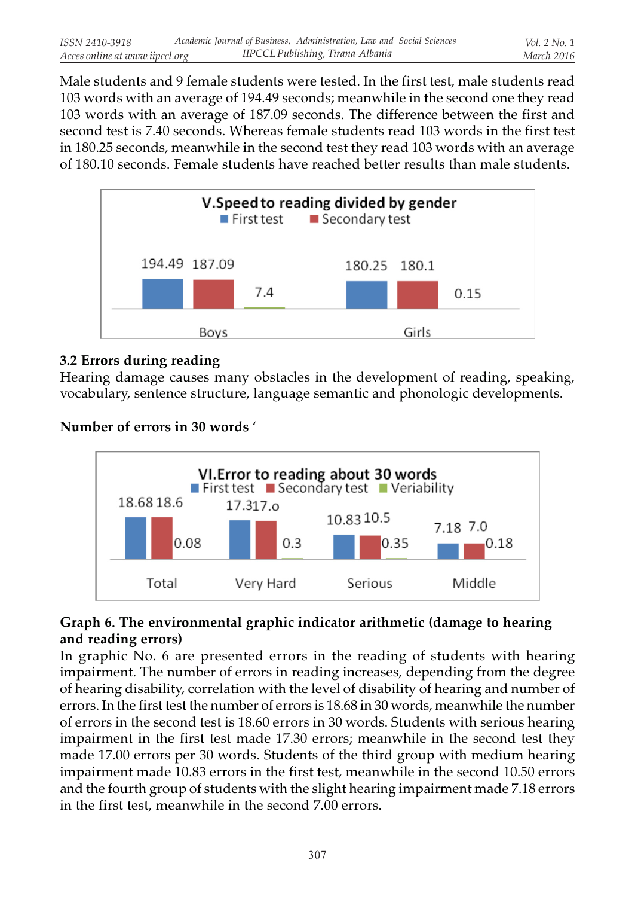Male students and 9 female students were tested. In the first test, male students read 103 words with an average of 194.49 seconds; meanwhile in the second one they read 103 words with an average of 187.09 seconds. The difference between the first and second test is 7.40 seconds. Whereas female students read 103 words in the first test in 180.25 seconds, meanwhile in the second test they read 103 words with an average of 180.10 seconds. Female students have reached better results than male students.

**V.Speed to reading divided by gender**

| | First test | Secondary test | |
|---|---|---|---|
| Boys | 194.49 | 187.09 | 7.4 |
| Girls | 180.25 | 180.1 | 0.15 |

### 3.2 Errors during reading

Hearing damage causes many obstacles in the development of reading, speaking, vocabulary, sentence structure, language semantic and phonologic developments.

**Number of errors in 30 words '**

**VI.Error to reading about 30 words**

| | First test | Secondary test | Veriability |
|---|---|---|---|
| Total | 18.68 | 18.6 | 0.08 |
| Very Hard | 17.3 | 17.0 | 0.3 |
| Serious | 10.83 | 10.5 | 0.35 |
| Middle | 7.18 | 7.0 | 0.18 |

**Graph 6. The environmental graphic indicator arithmetic (damage to hearing and reading errors)**

In graphic No. 6 are presented errors in the reading of students with hearing impairment. The number of errors in reading increases, depending from the degree of hearing disability, correlation with the level of disability of hearing and number of errors. In the first test the number of errors is 18.68 in 30 words, meanwhile the number of errors in the second test is 18.60 errors in 30 words. Students with serious hearing impairment in the first test made 17.30 errors; meanwhile in the second test they made 17.00 errors per 30 words. Students of the third group with medium hearing impairment made 10.83 errors in the first test, meanwhile in the second 10.50 errors and the fourth group of students with the slight hearing impairment made 7.18 errors in the first test, meanwhile in the second 7.00 errors.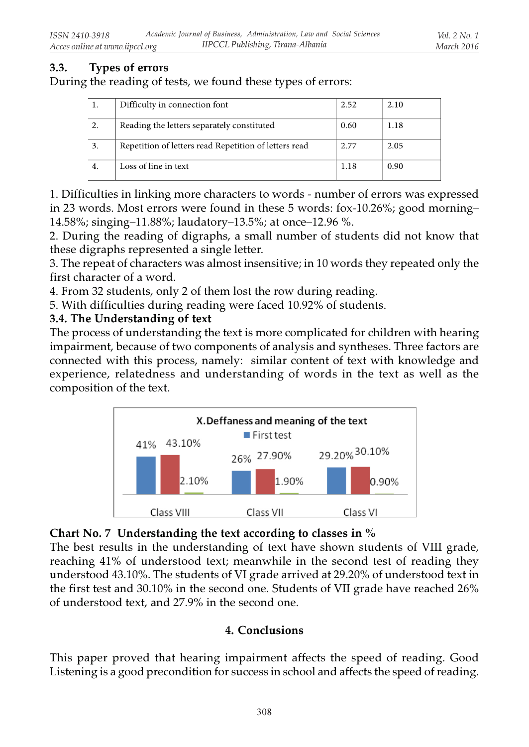### 3.3. Types of errors

During the reading of tests, we found these types of errors:

| | | | |
|---|---|---|---|
| 1. | Difficulty in connection font | 2.52 | 2.10 |
| 2. | Reading the letters separately constituted | 0.60 | 1.18 |
| 3. | Repetition of letters read Repetition of letters read | 2.77 | 2.05 |
| 4. | Loss of line in text | 1.18 | 0.90 |

1. Difficulties in linking more characters to words - number of errors was expressed in 23 words. Most errors were found in these 5 words: fox-10.26%; good morning–14.58%; singing–11.88%; laudatory–13.5%; at once–12.96 %.
2. During the reading of digraphs, a small number of students did not know that these digraphs represented a single letter.
3. The repeat of characters was almost insensitive; in 10 words they repeated only the first character of a word.
4. From 32 students, only 2 of them lost the row during reading.
5. With difficulties during reading were faced 10.92% of students.

### 3.4. The Understanding of text

The process of understanding the text is more complicated for children with hearing impairment, because of two components of analysis and syntheses. Three factors are connected with this process, namely: similar content of text with knowledge and experience, relatedness and understanding of words in the text as well as the composition of the text.

**Chart No. 7 Understanding the text according to classes in %**

The best results in the understanding of text have shown students of VIII grade, reaching 41% of understood text; meanwhile in the second test of reading they understood 43.10%. The students of VI grade arrived at 29.20% of understood text in the first test and 30.10% in the second one. Students of VII grade have reached 26% of understood text, and 27.9% in the second one.

## 4. Conclusions

This paper proved that hearing impairment affects the speed of reading. Good Listening is a good precondition for success in school and affects the speed of reading.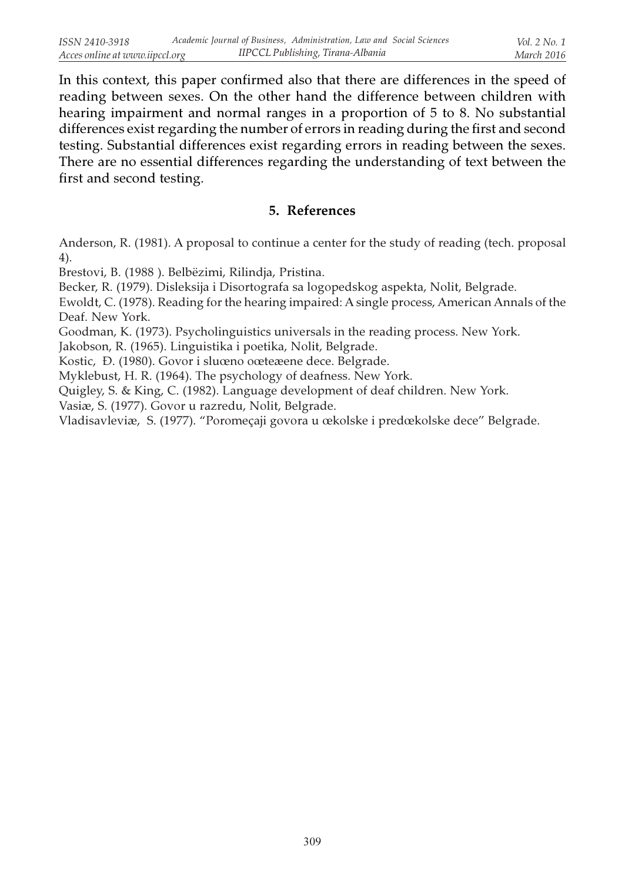In this context, this paper confirmed also that there are differences in the speed of reading between sexes. On the other hand the difference between children with hearing impairment and normal ranges in a proportion of 5 to 8. No substantial differences exist regarding the number of errors in reading during the first and second testing. Substantial differences exist regarding errors in reading between the sexes. There are no essential differences regarding the understanding of text between the first and second testing.

## 5. References

Anderson, R. (1981). A proposal to continue a center for the study of reading (tech. proposal 4).

Brestovi, B. (1988 ). Belbëzimi, Rilindja, Pristina.

Becker, R. (1979). Disleksija i Disortografa sa logopedskog aspekta, Nolit, Belgrade.

Ewoldt, C. (1978). Reading for the hearing impaired: A single process, American Annals of the Deaf. New York.

Goodman, K. (1973). Psycholinguistics universals in the reading process. New York.

Jakobson, R. (1965). Linguistika i poetika, Nolit, Belgrade.

Kostic, Đ. (1980). Govor i sluœno oœteæene dece. Belgrade.

Myklebust, H. R. (1964). The psychology of deafness. New York.

Quigley, S. & King, C. (1982). Language development of deaf children. New York.

Vasiæ, S. (1977). Govor u razredu, Nolit, Belgrade.

Vladisavleviæ, S. (1977). "Poromeçaji govora u œkolske i predœkolske dece" Belgrade.